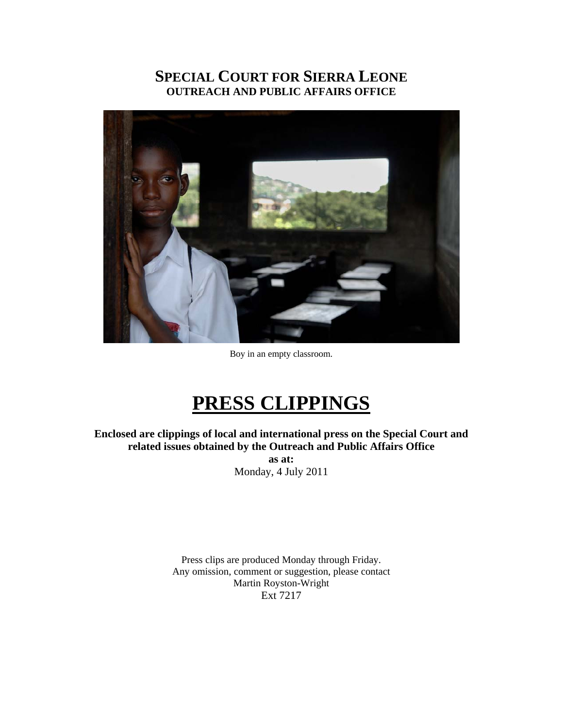# SPECIAL COURT FOR SIERRA LEONE
## OUTREACH AND PUBLIC AFFAIRS OFFICE

Boy in an empty classroom.

# PRESS CLIPPINGS

**Enclosed are clippings of local and international press on the Special Court and related issues obtained by the Outreach and Public Affairs Office**

**as at:**

Monday, 4 July 2011

Press clips are produced Monday through Friday.
Any omission, comment or suggestion, please contact
Martin Royston-Wright
Ext 7217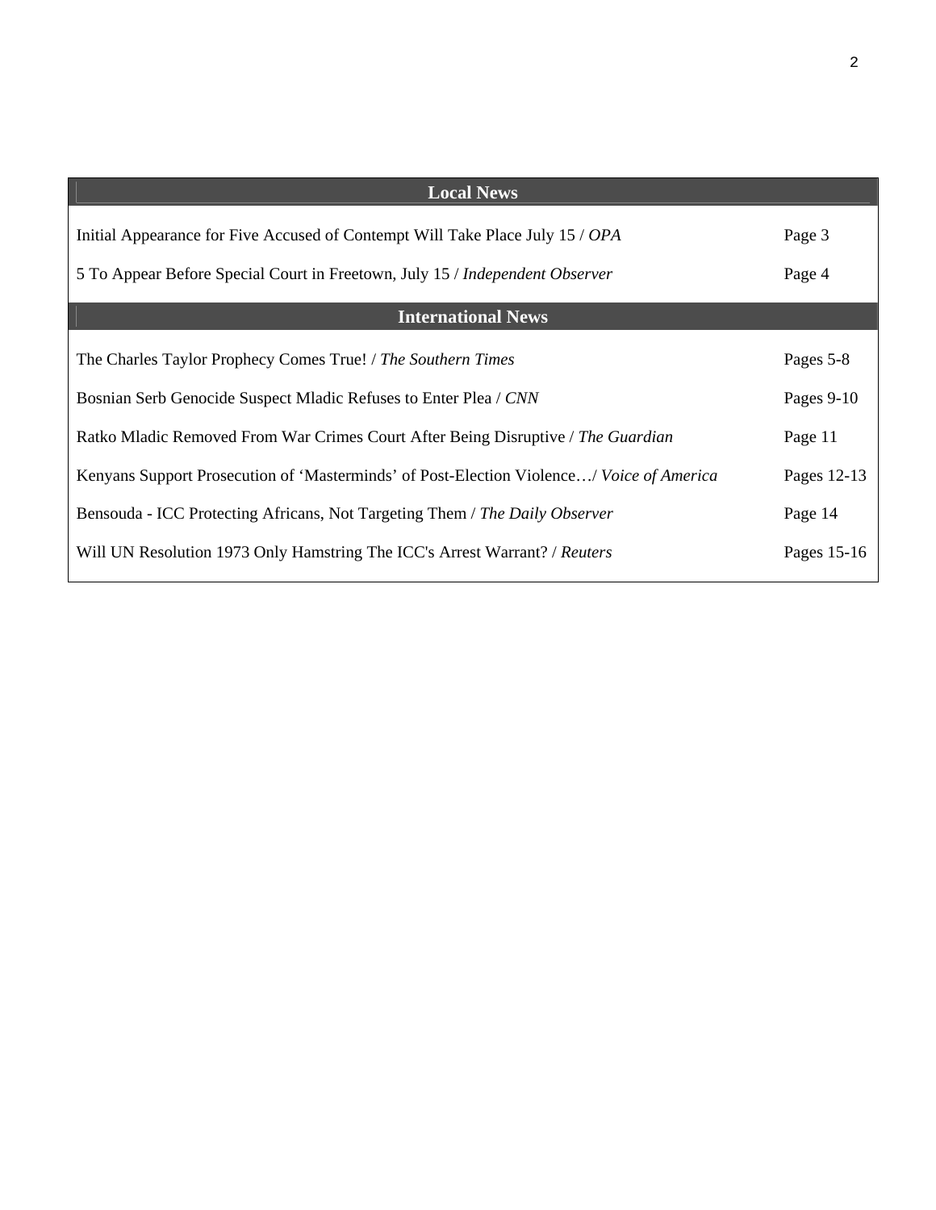| Local News | |
| --- | --- |
| Initial Appearance for Five Accused of Contempt Will Take Place July 15 / *OPA* | Page 3 |
| 5 To Appear Before Special Court in Freetown, July 15 / *Independent Observer* | Page 4 |
| **International News** | |
| The Charles Taylor Prophecy Comes True! / *The Southern Times* | Pages 5-8 |
| Bosnian Serb Genocide Suspect Mladic Refuses to Enter Plea / *CNN* | Pages 9-10 |
| Ratko Mladic Removed From War Crimes Court After Being Disruptive / *The Guardian* | Page 11 |
| Kenyans Support Prosecution of 'Masterminds' of Post-Election Violence…/ *Voice of America* | Pages 12-13 |
| Bensouda - ICC Protecting Africans, Not Targeting Them / *The Daily Observer* | Page 14 |
| Will UN Resolution 1973 Only Hamstring The ICC's Arrest Warrant? / *Reuters* | Pages 15-16 |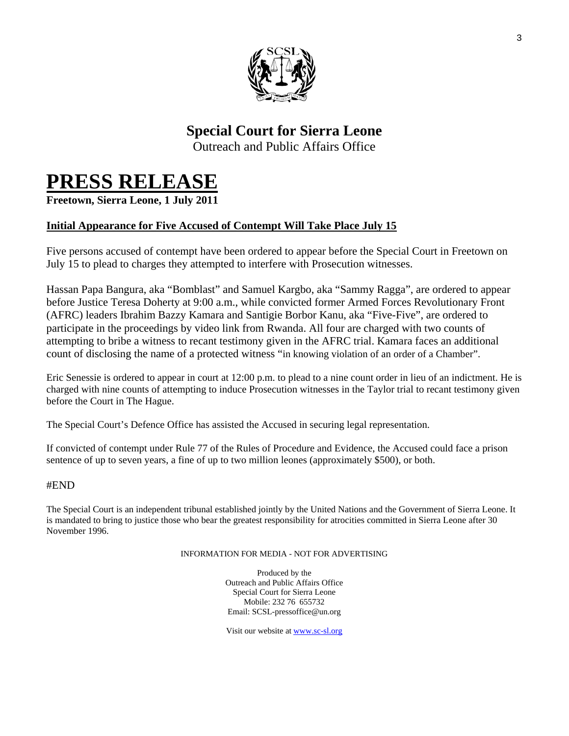# Special Court for Sierra Leone

Outreach and Public Affairs Office

# PRESS RELEASE

**Freetown, Sierra Leone, 1 July 2011**

## Initial Appearance for Five Accused of Contempt Will Take Place July 15

Five persons accused of contempt have been ordered to appear before the Special Court in Freetown on July 15 to plead to charges they attempted to interfere with Prosecution witnesses.

Hassan Papa Bangura, aka "Bomblast" and Samuel Kargbo, aka "Sammy Ragga", are ordered to appear before Justice Teresa Doherty at 9:00 a.m., while convicted former Armed Forces Revolutionary Front (AFRC) leaders Ibrahim Bazzy Kamara and Santigie Borbor Kanu, aka "Five-Five", are ordered to participate in the proceedings by video link from Rwanda. All four are charged with two counts of attempting to bribe a witness to recant testimony given in the AFRC trial. Kamara faces an additional count of disclosing the name of a protected witness "in knowing violation of an order of a Chamber".

Eric Senessie is ordered to appear in court at 12:00 p.m. to plead to a nine count order in lieu of an indictment. He is charged with nine counts of attempting to induce Prosecution witnesses in the Taylor trial to recant testimony given before the Court in The Hague.

The Special Court's Defence Office has assisted the Accused in securing legal representation.

If convicted of contempt under Rule 77 of the Rules of Procedure and Evidence, the Accused could face a prison sentence of up to seven years, a fine of up to two million leones (approximately $500), or both.

#END

The Special Court is an independent tribunal established jointly by the United Nations and the Government of Sierra Leone. It is mandated to bring to justice those who bear the greatest responsibility for atrocities committed in Sierra Leone after 30 November 1996.

INFORMATION FOR MEDIA - NOT FOR ADVERTISING

Produced by the
Outreach and Public Affairs Office
Special Court for Sierra Leone
Mobile: 232 76 655732
Email: SCSL-pressoffice@un.org

Visit our website at www.sc-sl.org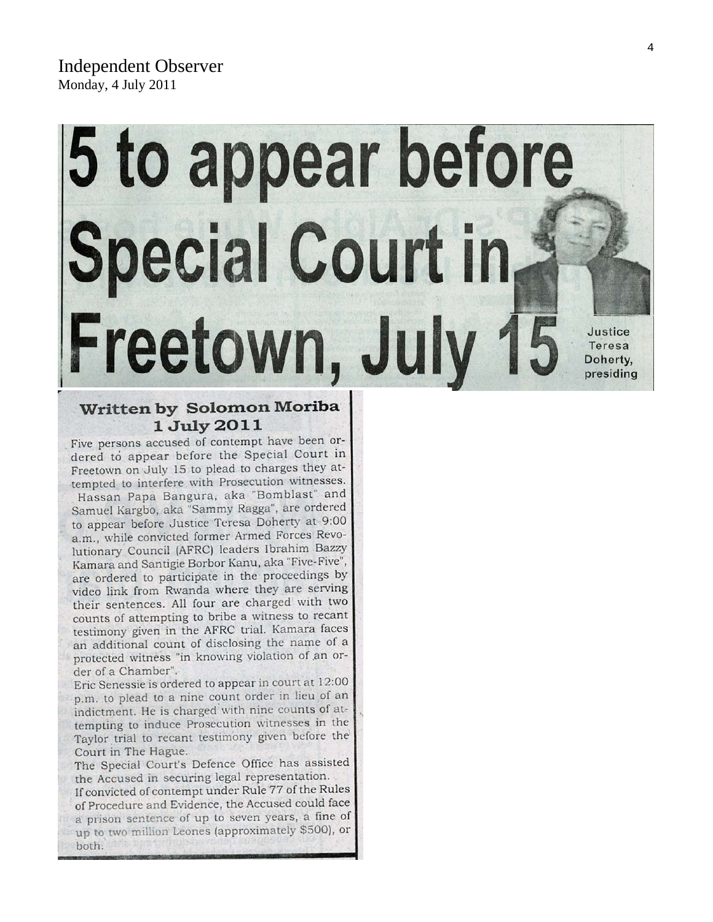Independent Observer
Monday, 4 July 2011

# 5 to appear before Special Court in Freetown, July 15

Justice Teresa Doherty, presiding

**Written by Solomon Moriba**
**1 July 2011**

Five persons accused of contempt have been ordered to appear before the Special Court in Freetown on July 15 to plead to charges they attempted to interfere with Prosecution witnesses.

Hassan Papa Bangura, aka "Bomblast" and Samuel Kargbo, aka "Sammy Ragga", are ordered to appear before Justice Teresa Doherty at 9:00 a.m., while convicted former Armed Forces Revolutionary Council (AFRC) leaders Ibrahim Bazzy Kamara and Santigie Borbor Kanu, aka "Five-Five", are ordered to participate in the proceedings by video link from Rwanda where they are serving their sentences. All four are charged with two counts of attempting to bribe a witness to recant testimony given in the AFRC trial. Kamara faces an additional count of disclosing the name of a protected witness "in knowing violation of an order of a Chamber".

Eric Senessie is ordered to appear in court at 12:00 p.m. to plead to a nine count order in lieu of an indictment. He is charged with nine counts of attempting to induce Prosecution witnesses in the Taylor trial to recant testimony given before the Court in The Hague.

The Special Court's Defence Office has assisted the Accused in securing legal representation.

If convicted of contempt under Rule 77 of the Rules of Procedure and Evidence, the Accused could face a prison sentence of up to seven years, a fine of up to two million Leones (approximately $500), or both.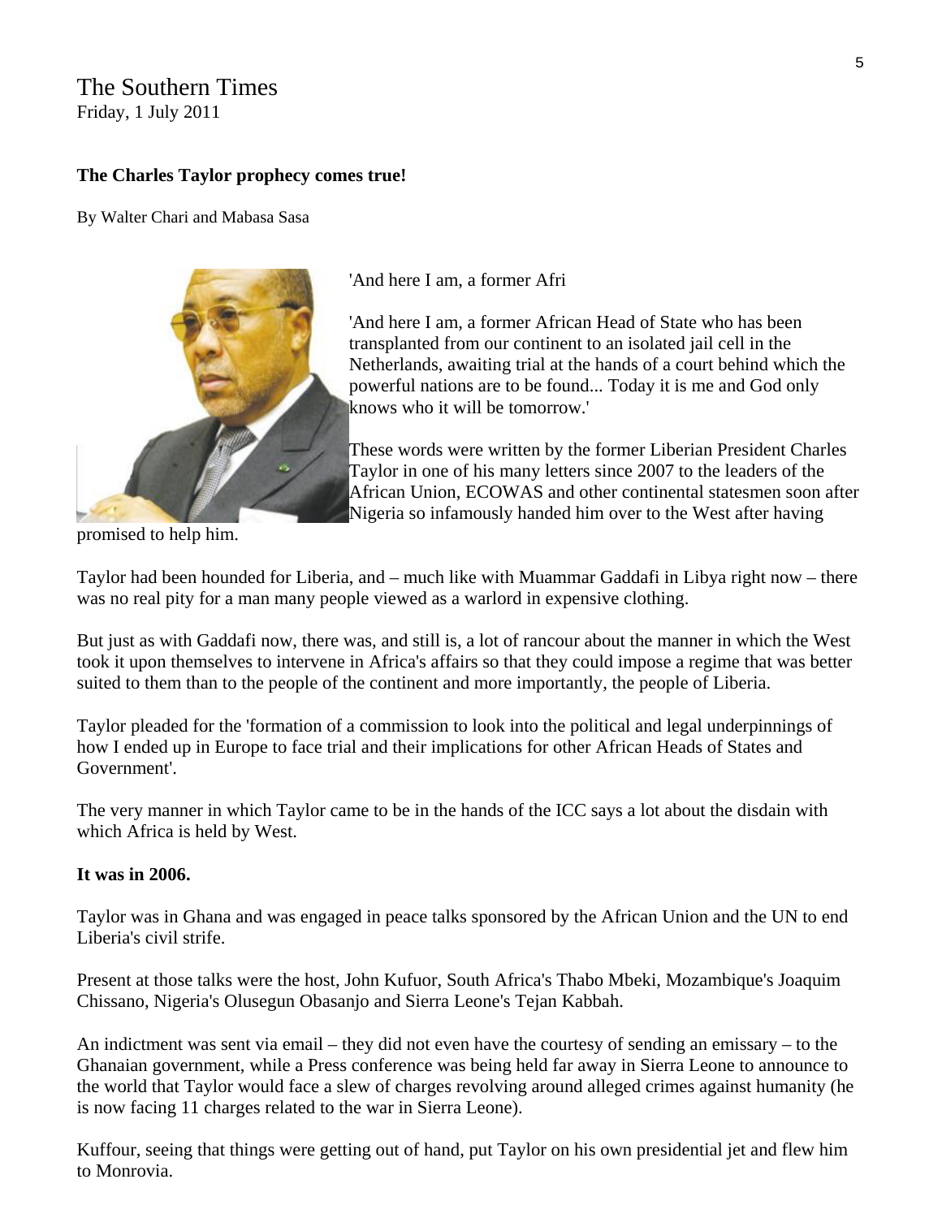The Southern Times
Friday, 1 July 2011

**The Charles Taylor prophecy comes true!**

By Walter Chari and Mabasa Sasa

'And here I am, a former Afri

'And here I am, a former African Head of State who has been transplanted from our continent to an isolated jail cell in the Netherlands, awaiting trial at the hands of a court behind which the powerful nations are to be found... Today it is me and God only knows who it will be tomorrow.'

These words were written by the former Liberian President Charles Taylor in one of his many letters since 2007 to the leaders of the African Union, ECOWAS and other continental statesmen soon after Nigeria so infamously handed him over to the West after having promised to help him.

Taylor had been hounded for Liberia, and – much like with Muammar Gaddafi in Libya right now – there was no real pity for a man many people viewed as a warlord in expensive clothing.

But just as with Gaddafi now, there was, and still is, a lot of rancour about the manner in which the West took it upon themselves to intervene in Africa's affairs so that they could impose a regime that was better suited to them than to the people of the continent and more importantly, the people of Liberia.

Taylor pleaded for the 'formation of a commission to look into the political and legal underpinnings of how I ended up in Europe to face trial and their implications for other African Heads of States and Government'.

The very manner in which Taylor came to be in the hands of the ICC says a lot about the disdain with which Africa is held by West.

**It was in 2006.**

Taylor was in Ghana and was engaged in peace talks sponsored by the African Union and the UN to end Liberia's civil strife.

Present at those talks were the host, John Kufuor, South Africa's Thabo Mbeki, Mozambique's Joaquim Chissano, Nigeria's Olusegun Obasanjo and Sierra Leone's Tejan Kabbah.

An indictment was sent via email – they did not even have the courtesy of sending an emissary – to the Ghanaian government, while a Press conference was being held far away in Sierra Leone to announce to the world that Taylor would face a slew of charges revolving around alleged crimes against humanity (he is now facing 11 charges related to the war in Sierra Leone).

Kuffour, seeing that things were getting out of hand, put Taylor on his own presidential jet and flew him to Monrovia.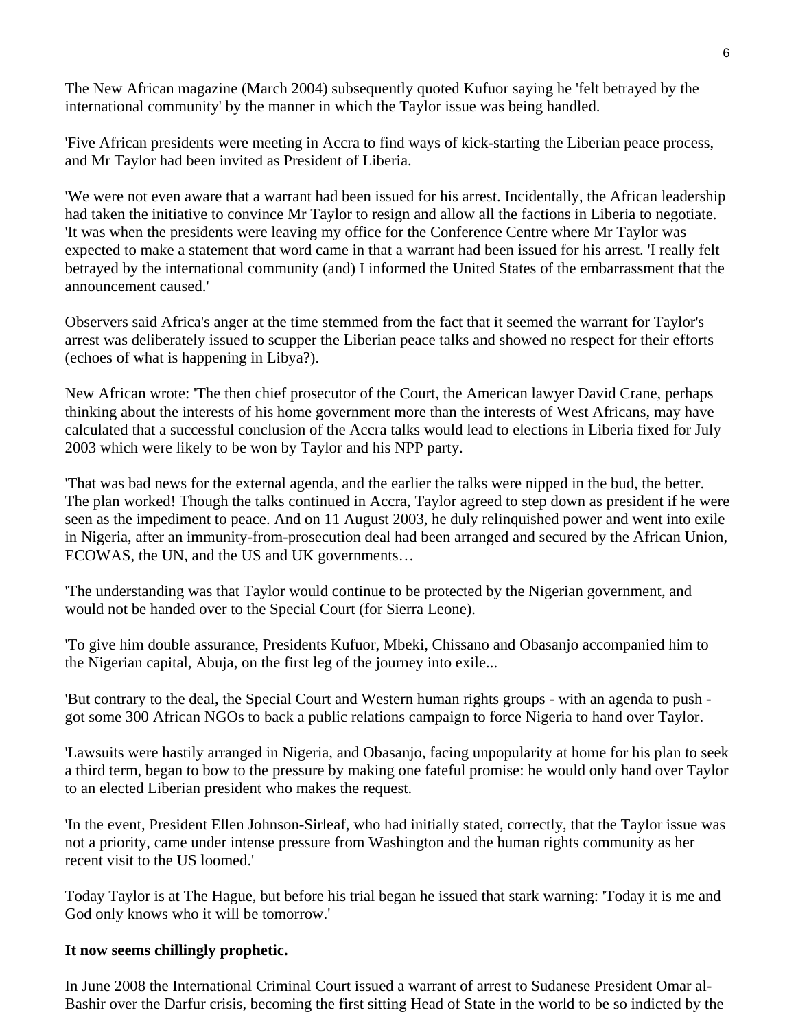The New African magazine (March 2004) subsequently quoted Kufuor saying he 'felt betrayed by the international community' by the manner in which the Taylor issue was being handled.

'Five African presidents were meeting in Accra to find ways of kick-starting the Liberian peace process, and Mr Taylor had been invited as President of Liberia.

'We were not even aware that a warrant had been issued for his arrest. Incidentally, the African leadership had taken the initiative to convince Mr Taylor to resign and allow all the factions in Liberia to negotiate. 'It was when the presidents were leaving my office for the Conference Centre where Mr Taylor was expected to make a statement that word came in that a warrant had been issued for his arrest. 'I really felt betrayed by the international community (and) I informed the United States of the embarrassment that the announcement caused.'

Observers said Africa's anger at the time stemmed from the fact that it seemed the warrant for Taylor's arrest was deliberately issued to scupper the Liberian peace talks and showed no respect for their efforts (echoes of what is happening in Libya?).

New African wrote: 'The then chief prosecutor of the Court, the American lawyer David Crane, perhaps thinking about the interests of his home government more than the interests of West Africans, may have calculated that a successful conclusion of the Accra talks would lead to elections in Liberia fixed for July 2003 which were likely to be won by Taylor and his NPP party.

'That was bad news for the external agenda, and the earlier the talks were nipped in the bud, the better. The plan worked! Though the talks continued in Accra, Taylor agreed to step down as president if he were seen as the impediment to peace. And on 11 August 2003, he duly relinquished power and went into exile in Nigeria, after an immunity-from-prosecution deal had been arranged and secured by the African Union, ECOWAS, the UN, and the US and UK governments…

'The understanding was that Taylor would continue to be protected by the Nigerian government, and would not be handed over to the Special Court (for Sierra Leone).

'To give him double assurance, Presidents Kufuor, Mbeki, Chissano and Obasanjo accompanied him to the Nigerian capital, Abuja, on the first leg of the journey into exile...

'But contrary to the deal, the Special Court and Western human rights groups - with an agenda to push - got some 300 African NGOs to back a public relations campaign to force Nigeria to hand over Taylor.

'Lawsuits were hastily arranged in Nigeria, and Obasanjo, facing unpopularity at home for his plan to seek a third term, began to bow to the pressure by making one fateful promise: he would only hand over Taylor to an elected Liberian president who makes the request.

'In the event, President Ellen Johnson-Sirleaf, who had initially stated, correctly, that the Taylor issue was not a priority, came under intense pressure from Washington and the human rights community as her recent visit to the US loomed.'

Today Taylor is at The Hague, but before his trial began he issued that stark warning: 'Today it is me and God only knows who it will be tomorrow.'

**It now seems chillingly prophetic.**

In June 2008 the International Criminal Court issued a warrant of arrest to Sudanese President Omar al-Bashir over the Darfur crisis, becoming the first sitting Head of State in the world to be so indicted by the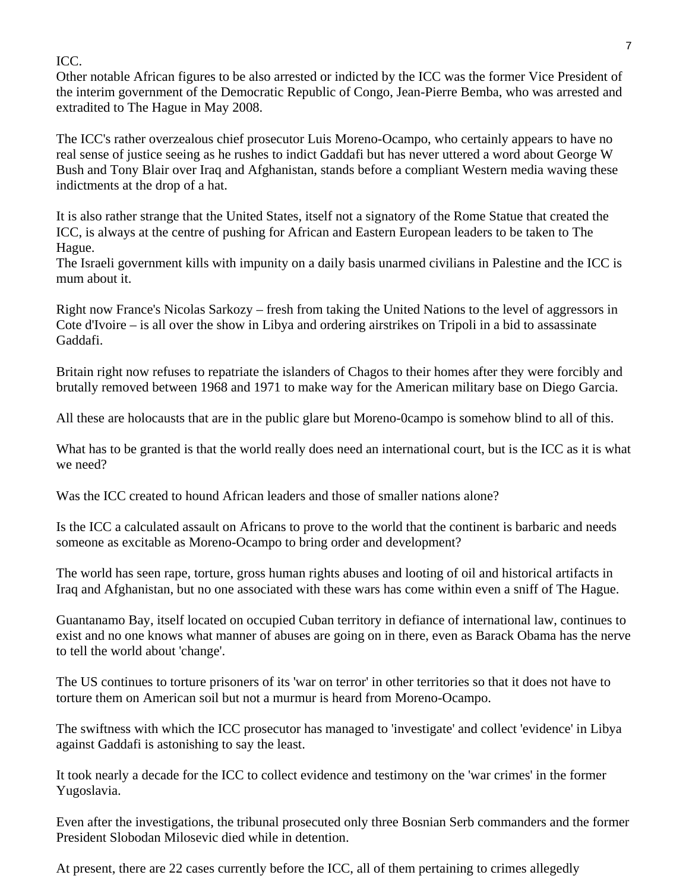ICC.

Other notable African figures to be also arrested or indicted by the ICC was the former Vice President of the interim government of the Democratic Republic of Congo, Jean-Pierre Bemba, who was arrested and extradited to The Hague in May 2008.

The ICC's rather overzealous chief prosecutor Luis Moreno-Ocampo, who certainly appears to have no real sense of justice seeing as he rushes to indict Gaddafi but has never uttered a word about George W Bush and Tony Blair over Iraq and Afghanistan, stands before a compliant Western media waving these indictments at the drop of a hat.

It is also rather strange that the United States, itself not a signatory of the Rome Statue that created the ICC, is always at the centre of pushing for African and Eastern European leaders to be taken to The Hague.

The Israeli government kills with impunity on a daily basis unarmed civilians in Palestine and the ICC is mum about it.

Right now France's Nicolas Sarkozy – fresh from taking the United Nations to the level of aggressors in Cote d'Ivoire – is all over the show in Libya and ordering airstrikes on Tripoli in a bid to assassinate Gaddafi.

Britain right now refuses to repatriate the islanders of Chagos to their homes after they were forcibly and brutally removed between 1968 and 1971 to make way for the American military base on Diego Garcia.

All these are holocausts that are in the public glare but Moreno-0campo is somehow blind to all of this.

What has to be granted is that the world really does need an international court, but is the ICC as it is what we need?

Was the ICC created to hound African leaders and those of smaller nations alone?

Is the ICC a calculated assault on Africans to prove to the world that the continent is barbaric and needs someone as excitable as Moreno-Ocampo to bring order and development?

The world has seen rape, torture, gross human rights abuses and looting of oil and historical artifacts in Iraq and Afghanistan, but no one associated with these wars has come within even a sniff of The Hague.

Guantanamo Bay, itself located on occupied Cuban territory in defiance of international law, continues to exist and no one knows what manner of abuses are going on in there, even as Barack Obama has the nerve to tell the world about 'change'.

The US continues to torture prisoners of its 'war on terror' in other territories so that it does not have to torture them on American soil but not a murmur is heard from Moreno-Ocampo.

The swiftness with which the ICC prosecutor has managed to 'investigate' and collect 'evidence' in Libya against Gaddafi is astonishing to say the least.

It took nearly a decade for the ICC to collect evidence and testimony on the 'war crimes' in the former Yugoslavia.

Even after the investigations, the tribunal prosecuted only three Bosnian Serb commanders and the former President Slobodan Milosevic died while in detention.

At present, there are 22 cases currently before the ICC, all of them pertaining to crimes allegedly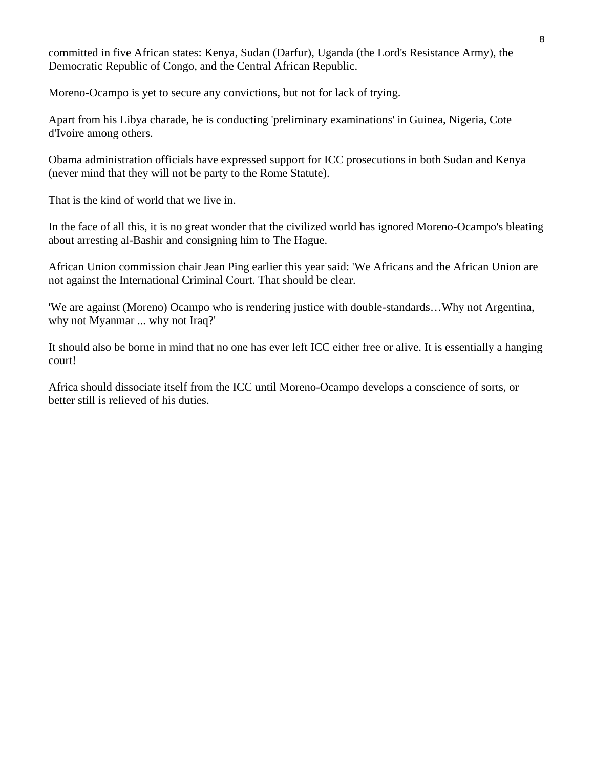committed in five African states: Kenya, Sudan (Darfur), Uganda (the Lord's Resistance Army), the Democratic Republic of Congo, and the Central African Republic.

Moreno-Ocampo is yet to secure any convictions, but not for lack of trying.

Apart from his Libya charade, he is conducting 'preliminary examinations' in Guinea, Nigeria, Cote d'Ivoire among others.

Obama administration officials have expressed support for ICC prosecutions in both Sudan and Kenya (never mind that they will not be party to the Rome Statute).

That is the kind of world that we live in.

In the face of all this, it is no great wonder that the civilized world has ignored Moreno-Ocampo's bleating about arresting al-Bashir and consigning him to The Hague.

African Union commission chair Jean Ping earlier this year said: 'We Africans and the African Union are not against the International Criminal Court. That should be clear.

'We are against (Moreno) Ocampo who is rendering justice with double-standards…Why not Argentina, why not Myanmar ... why not Iraq?'

It should also be borne in mind that no one has ever left ICC either free or alive. It is essentially a hanging court!

Africa should dissociate itself from the ICC until Moreno-Ocampo develops a conscience of sorts, or better still is relieved of his duties.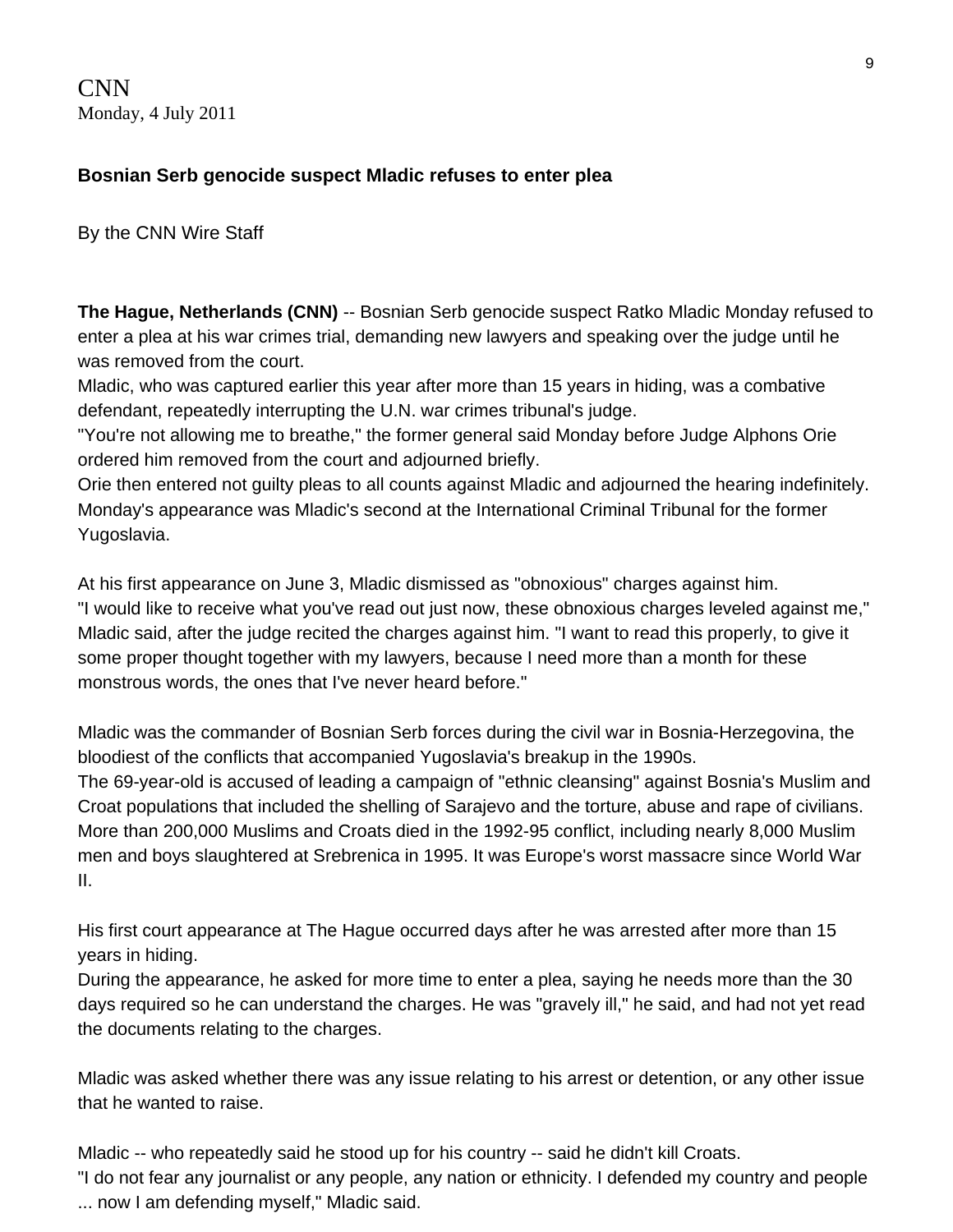CNN
Monday, 4 July 2011

**Bosnian Serb genocide suspect Mladic refuses to enter plea**

By the CNN Wire Staff

**The Hague, Netherlands (CNN)** -- Bosnian Serb genocide suspect Ratko Mladic Monday refused to enter a plea at his war crimes trial, demanding new lawyers and speaking over the judge until he was removed from the court.

Mladic, who was captured earlier this year after more than 15 years in hiding, was a combative defendant, repeatedly interrupting the U.N. war crimes tribunal's judge.

"You're not allowing me to breathe," the former general said Monday before Judge Alphons Orie ordered him removed from the court and adjourned briefly.

Orie then entered not guilty pleas to all counts against Mladic and adjourned the hearing indefinitely.

Monday's appearance was Mladic's second at the International Criminal Tribunal for the former Yugoslavia.

At his first appearance on June 3, Mladic dismissed as "obnoxious" charges against him.

"I would like to receive what you've read out just now, these obnoxious charges leveled against me," Mladic said, after the judge recited the charges against him. "I want to read this properly, to give it some proper thought together with my lawyers, because I need more than a month for these monstrous words, the ones that I've never heard before."

Mladic was the commander of Bosnian Serb forces during the civil war in Bosnia-Herzegovina, the bloodiest of the conflicts that accompanied Yugoslavia's breakup in the 1990s.

The 69-year-old is accused of leading a campaign of "ethnic cleansing" against Bosnia's Muslim and Croat populations that included the shelling of Sarajevo and the torture, abuse and rape of civilians. More than 200,000 Muslims and Croats died in the 1992-95 conflict, including nearly 8,000 Muslim men and boys slaughtered at Srebrenica in 1995. It was Europe's worst massacre since World War II.

His first court appearance at The Hague occurred days after he was arrested after more than 15 years in hiding.

During the appearance, he asked for more time to enter a plea, saying he needs more than the 30 days required so he can understand the charges. He was "gravely ill," he said, and had not yet read the documents relating to the charges.

Mladic was asked whether there was any issue relating to his arrest or detention, or any other issue that he wanted to raise.

Mladic -- who repeatedly said he stood up for his country -- said he didn't kill Croats.

"I do not fear any journalist or any people, any nation or ethnicity. I defended my country and people ... now I am defending myself," Mladic said.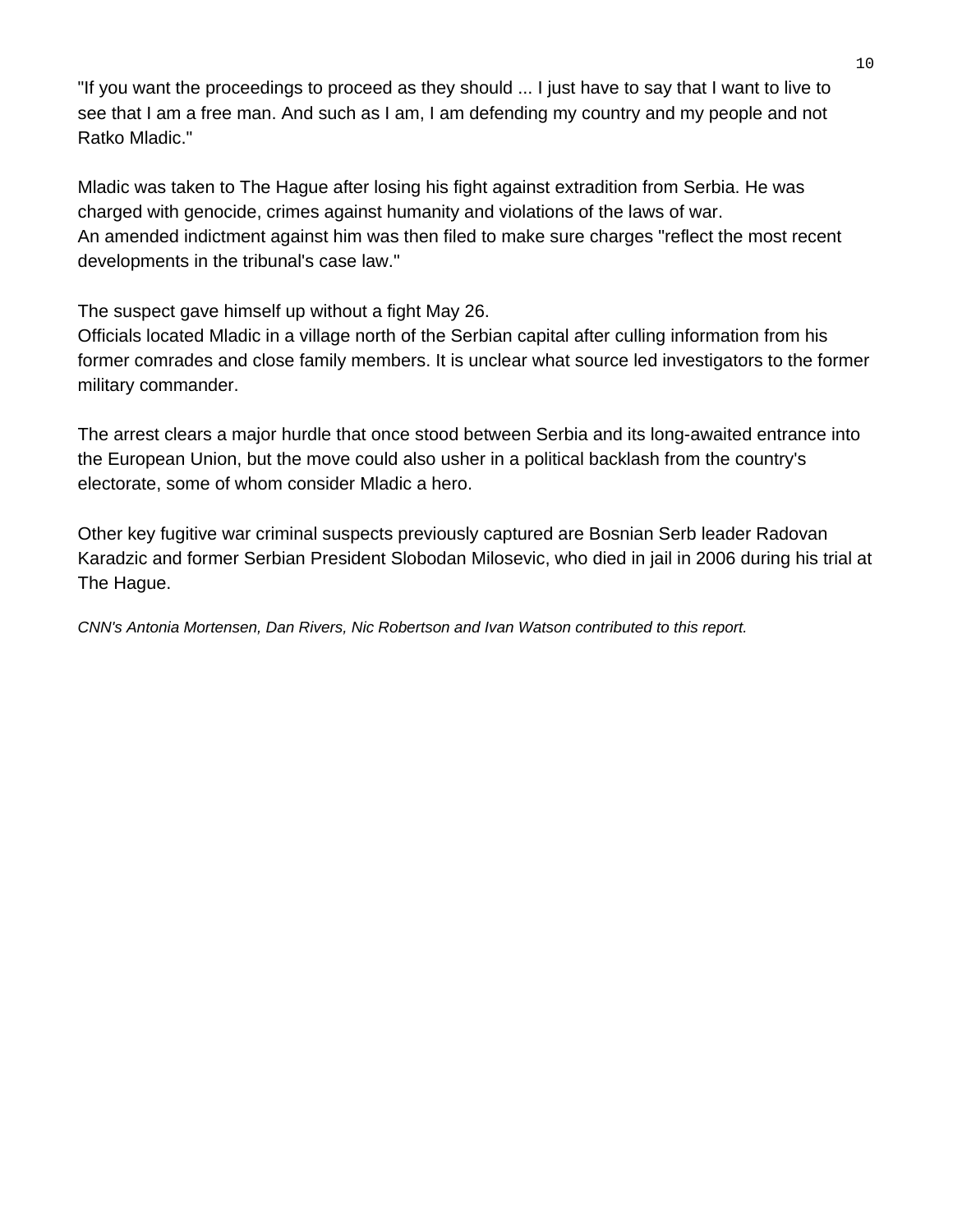"If you want the proceedings to proceed as they should ... I just have to say that I want to live to see that I am a free man. And such as I am, I am defending my country and my people and not Ratko Mladic."

Mladic was taken to The Hague after losing his fight against extradition from Serbia. He was charged with genocide, crimes against humanity and violations of the laws of war.
An amended indictment against him was then filed to make sure charges "reflect the most recent developments in the tribunal's case law."

The suspect gave himself up without a fight May 26.
Officials located Mladic in a village north of the Serbian capital after culling information from his former comrades and close family members. It is unclear what source led investigators to the former military commander.

The arrest clears a major hurdle that once stood between Serbia and its long-awaited entrance into the European Union, but the move could also usher in a political backlash from the country's electorate, some of whom consider Mladic a hero.

Other key fugitive war criminal suspects previously captured are Bosnian Serb leader Radovan Karadzic and former Serbian President Slobodan Milosevic, who died in jail in 2006 during his trial at The Hague.

*CNN's Antonia Mortensen, Dan Rivers, Nic Robertson and Ivan Watson contributed to this report.*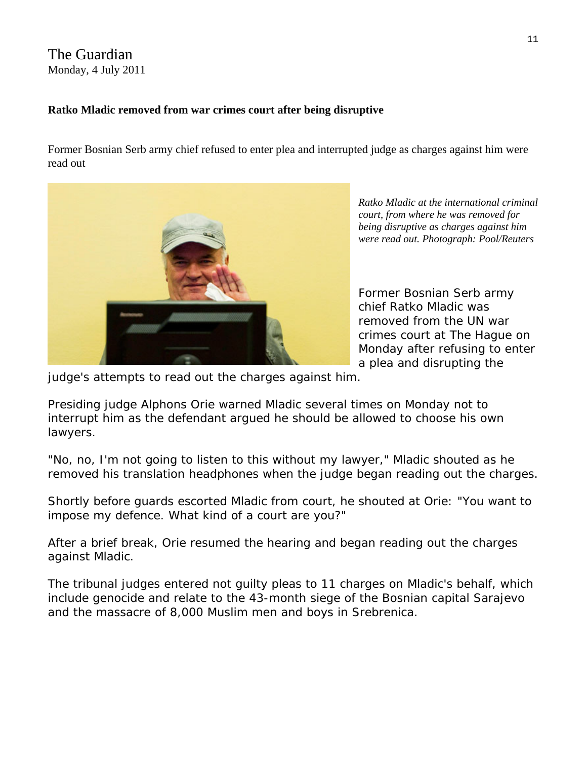The Guardian
Monday, 4 July 2011

**Ratko Mladic removed from war crimes court after being disruptive**

Former Bosnian Serb army chief refused to enter plea and interrupted judge as charges against him were read out

*Ratko Mladic at the international criminal court, from where he was removed for being disruptive as charges against him were read out. Photograph: Pool/Reuters*

Former Bosnian Serb army chief Ratko Mladic was removed from the UN war crimes court at The Hague on Monday after refusing to enter a plea and disrupting the judge's attempts to read out the charges against him.

Presiding judge Alphons Orie warned Mladic several times on Monday not to interrupt him as the defendant argued he should be allowed to choose his own lawyers.

"No, no, I'm not going to listen to this without my lawyer," Mladic shouted as he removed his translation headphones when the judge began reading out the charges.

Shortly before guards escorted Mladic from court, he shouted at Orie: "You want to impose my defence. What kind of a court are you?"

After a brief break, Orie resumed the hearing and began reading out the charges against Mladic.

The tribunal judges entered not guilty pleas to 11 charges on Mladic's behalf, which include genocide and relate to the 43-month siege of the Bosnian capital Sarajevo and the massacre of 8,000 Muslim men and boys in Srebrenica.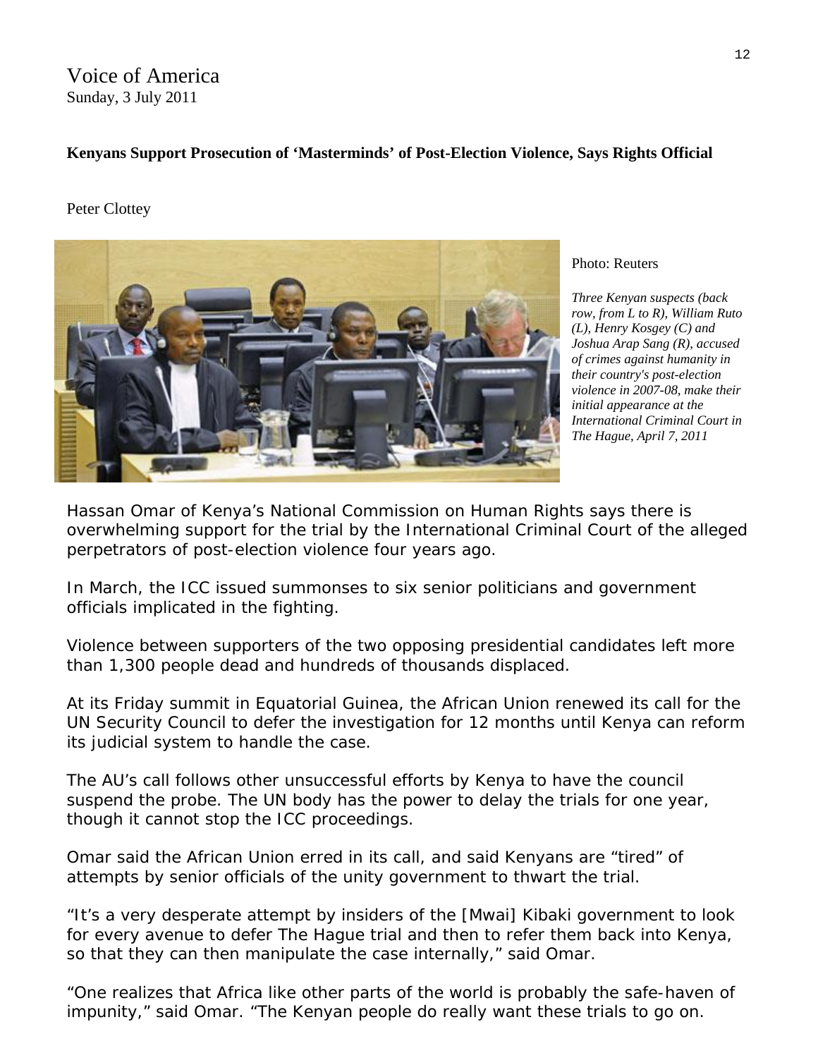Voice of America
Sunday, 3 July 2011

**Kenyans Support Prosecution of 'Masterminds' of Post-Election Violence, Says Rights Official**

Peter Clottey

Photo: Reuters

*Three Kenyan suspects (back row, from L to R), William Ruto (L), Henry Kosgey (C) and Joshua Arap Sang (R), accused of crimes against humanity in their country's post-election violence in 2007-08, make their initial appearance at the International Criminal Court in The Hague, April 7, 2011*

Hassan Omar of Kenya's National Commission on Human Rights says there is overwhelming support for the trial by the International Criminal Court of the alleged perpetrators of post-election violence four years ago.

In March, the ICC issued summonses to six senior politicians and government officials implicated in the fighting.

Violence between supporters of the two opposing presidential candidates left more than 1,300 people dead and hundreds of thousands displaced.

At its Friday summit in Equatorial Guinea, the African Union renewed its call for the UN Security Council to defer the investigation for 12 months until Kenya can reform its judicial system to handle the case.

The AU's call follows other unsuccessful efforts by Kenya to have the council suspend the probe. The UN body has the power to delay the trials for one year, though it cannot stop the ICC proceedings.

Omar said the African Union erred in its call, and said Kenyans are "tired" of attempts by senior officials of the unity government to thwart the trial.

"It's a very desperate attempt by insiders of the [Mwai] Kibaki government to look for every avenue to defer The Hague trial and then to refer them back into Kenya, so that they can then manipulate the case internally," said Omar.

"One realizes that Africa like other parts of the world is probably the safe-haven of impunity," said Omar. "The Kenyan people do really want these trials to go on.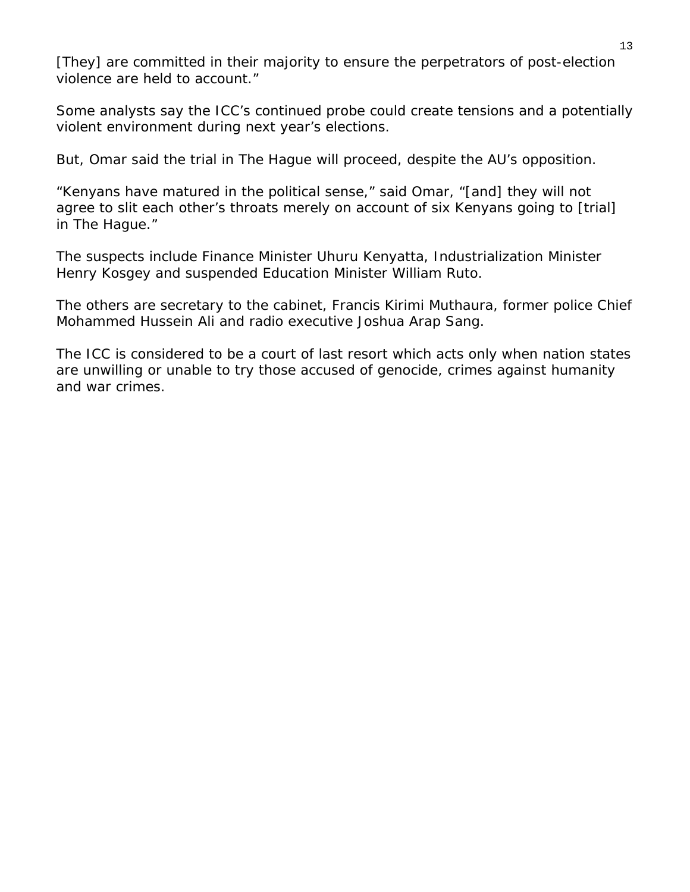[They] are committed in their majority to ensure the perpetrators of post-election violence are held to account."

Some analysts say the ICC's continued probe could create tensions and a potentially violent environment during next year's elections.

But, Omar said the trial in The Hague will proceed, despite the AU's opposition.

"Kenyans have matured in the political sense," said Omar, "[and] they will not agree to slit each other's throats merely on account of six Kenyans going to [trial] in The Hague."

The suspects include Finance Minister Uhuru Kenyatta, Industrialization Minister Henry Kosgey and suspended Education Minister William Ruto.

The others are secretary to the cabinet, Francis Kirimi Muthaura, former police Chief Mohammed Hussein Ali and radio executive Joshua Arap Sang.

The ICC is considered to be a court of last resort which acts only when nation states are unwilling or unable to try those accused of genocide, crimes against humanity and war crimes.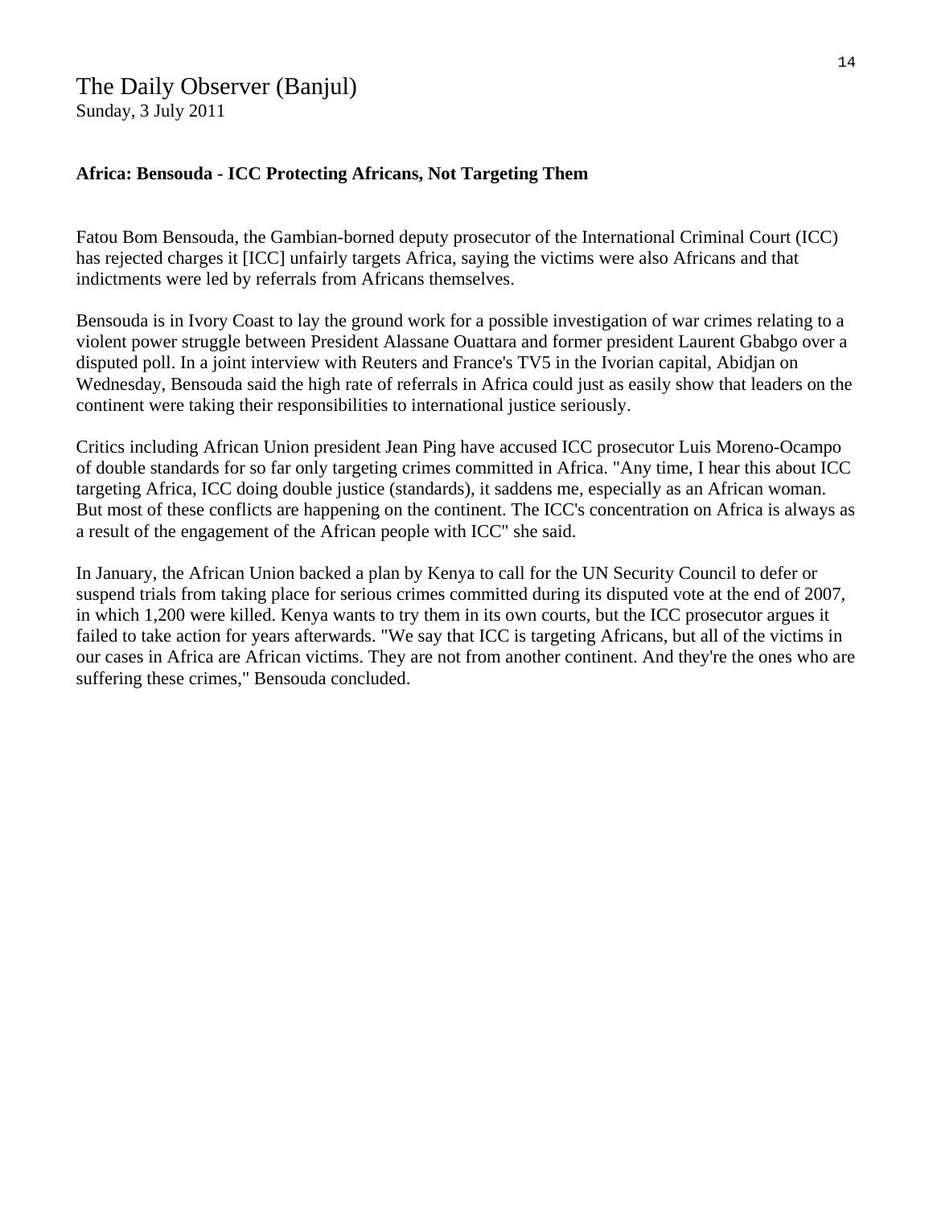The Daily Observer (Banjul)
Sunday, 3 July 2011

**Africa: Bensouda - ICC Protecting Africans, Not Targeting Them**

Fatou Bom Bensouda, the Gambian-borned deputy prosecutor of the International Criminal Court (ICC) has rejected charges it [ICC] unfairly targets Africa, saying the victims were also Africans and that indictments were led by referrals from Africans themselves.

Bensouda is in Ivory Coast to lay the ground work for a possible investigation of war crimes relating to a violent power struggle between President Alassane Ouattara and former president Laurent Gbabgo over a disputed poll. In a joint interview with Reuters and France's TV5 in the Ivorian capital, Abidjan on Wednesday, Bensouda said the high rate of referrals in Africa could just as easily show that leaders on the continent were taking their responsibilities to international justice seriously.

Critics including African Union president Jean Ping have accused ICC prosecutor Luis Moreno-Ocampo of double standards for so far only targeting crimes committed in Africa. "Any time, I hear this about ICC targeting Africa, ICC doing double justice (standards), it saddens me, especially as an African woman. But most of these conflicts are happening on the continent. The ICC's concentration on Africa is always as a result of the engagement of the African people with ICC" she said.

In January, the African Union backed a plan by Kenya to call for the UN Security Council to defer or suspend trials from taking place for serious crimes committed during its disputed vote at the end of 2007, in which 1,200 were killed. Kenya wants to try them in its own courts, but the ICC prosecutor argues it failed to take action for years afterwards. "We say that ICC is targeting Africans, but all of the victims in our cases in Africa are African victims. They are not from another continent. And they're the ones who are suffering these crimes," Bensouda concluded.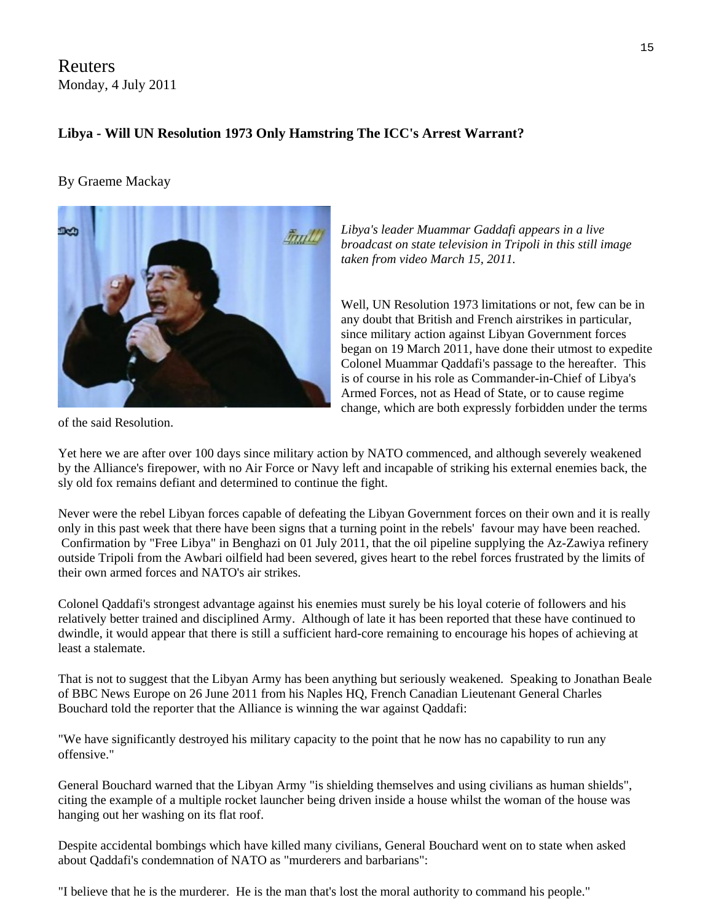Reuters
Monday, 4 July 2011

**Libya - Will UN Resolution 1973 Only Hamstring The ICC's Arrest Warrant?**

By Graeme Mackay

*Libya's leader Muammar Gaddafi appears in a live broadcast on state television in Tripoli in this still image taken from video March 15, 2011.*

Well, UN Resolution 1973 limitations or not, few can be in any doubt that British and French airstrikes in particular, since military action against Libyan Government forces began on 19 March 2011, have done their utmost to expedite Colonel Muammar Qaddafi's passage to the hereafter. This is of course in his role as Commander-in-Chief of Libya's Armed Forces, not as Head of State, or to cause regime change, which are both expressly forbidden under the terms of the said Resolution.

Yet here we are after over 100 days since military action by NATO commenced, and although severely weakened by the Alliance's firepower, with no Air Force or Navy left and incapable of striking his external enemies back, the sly old fox remains defiant and determined to continue the fight.

Never were the rebel Libyan forces capable of defeating the Libyan Government forces on their own and it is really only in this past week that there have been signs that a turning point in the rebels' favour may have been reached. Confirmation by "Free Libya" in Benghazi on 01 July 2011, that the oil pipeline supplying the Az-Zawiya refinery outside Tripoli from the Awbari oilfield had been severed, gives heart to the rebel forces frustrated by the limits of their own armed forces and NATO's air strikes.

Colonel Qaddafi's strongest advantage against his enemies must surely be his loyal coterie of followers and his relatively better trained and disciplined Army. Although of late it has been reported that these have continued to dwindle, it would appear that there is still a sufficient hard-core remaining to encourage his hopes of achieving at least a stalemate.

That is not to suggest that the Libyan Army has been anything but seriously weakened. Speaking to Jonathan Beale of BBC News Europe on 26 June 2011 from his Naples HQ, French Canadian Lieutenant General Charles Bouchard told the reporter that the Alliance is winning the war against Qaddafi:

"We have significantly destroyed his military capacity to the point that he now has no capability to run any offensive."

General Bouchard warned that the Libyan Army "is shielding themselves and using civilians as human shields", citing the example of a multiple rocket launcher being driven inside a house whilst the woman of the house was hanging out her washing on its flat roof.

Despite accidental bombings which have killed many civilians, General Bouchard went on to state when asked about Qaddafi's condemnation of NATO as "murderers and barbarians":

"I believe that he is the murderer. He is the man that's lost the moral authority to command his people."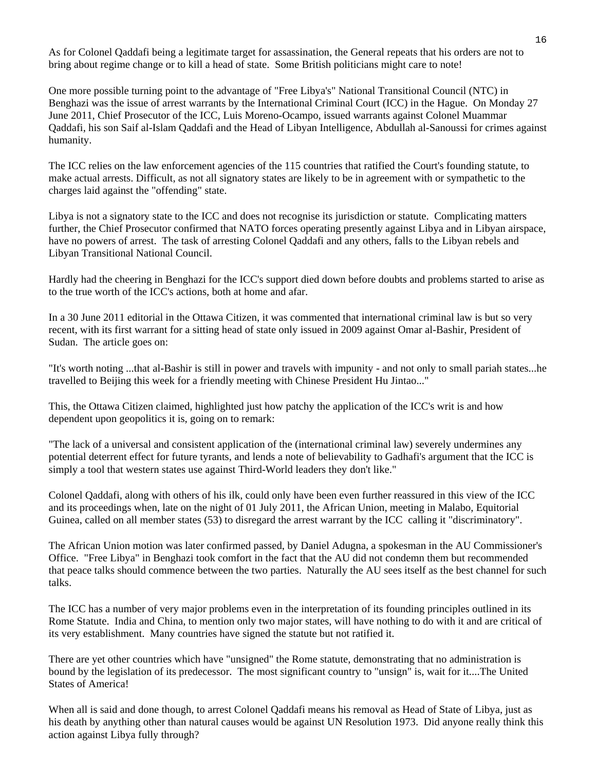As for Colonel Qaddafi being a legitimate target for assassination, the General repeats that his orders are not to bring about regime change or to kill a head of state. Some British politicians might care to note!

One more possible turning point to the advantage of "Free Libya's" National Transitional Council (NTC) in Benghazi was the issue of arrest warrants by the International Criminal Court (ICC) in the Hague. On Monday 27 June 2011, Chief Prosecutor of the ICC, Luis Moreno-Ocampo, issued warrants against Colonel Muammar Qaddafi, his son Saif al-Islam Qaddafi and the Head of Libyan Intelligence, Abdullah al-Sanoussi for crimes against humanity.

The ICC relies on the law enforcement agencies of the 115 countries that ratified the Court's founding statute, to make actual arrests. Difficult, as not all signatory states are likely to be in agreement with or sympathetic to the charges laid against the "offending" state.

Libya is not a signatory state to the ICC and does not recognise its jurisdiction or statute. Complicating matters further, the Chief Prosecutor confirmed that NATO forces operating presently against Libya and in Libyan airspace, have no powers of arrest. The task of arresting Colonel Qaddafi and any others, falls to the Libyan rebels and Libyan Transitional National Council.

Hardly had the cheering in Benghazi for the ICC's support died down before doubts and problems started to arise as to the true worth of the ICC's actions, both at home and afar.

In a 30 June 2011 editorial in the Ottawa Citizen, it was commented that international criminal law is but so very recent, with its first warrant for a sitting head of state only issued in 2009 against Omar al-Bashir, President of Sudan. The article goes on:

"It's worth noting ...that al-Bashir is still in power and travels with impunity - and not only to small pariah states...he travelled to Beijing this week for a friendly meeting with Chinese President Hu Jintao..."

This, the Ottawa Citizen claimed, highlighted just how patchy the application of the ICC's writ is and how dependent upon geopolitics it is, going on to remark:

"The lack of a universal and consistent application of the (international criminal law) severely undermines any potential deterrent effect for future tyrants, and lends a note of believability to Gadhafi's argument that the ICC is simply a tool that western states use against Third-World leaders they don't like."

Colonel Qaddafi, along with others of his ilk, could only have been even further reassured in this view of the ICC and its proceedings when, late on the night of 01 July 2011, the African Union, meeting in Malabo, Equitorial Guinea, called on all member states (53) to disregard the arrest warrant by the ICC calling it "discriminatory".

The African Union motion was later confirmed passed, by Daniel Adugna, a spokesman in the AU Commissioner's Office. "Free Libya" in Benghazi took comfort in the fact that the AU did not condemn them but recommended that peace talks should commence between the two parties. Naturally the AU sees itself as the best channel for such talks.

The ICC has a number of very major problems even in the interpretation of its founding principles outlined in its Rome Statute. India and China, to mention only two major states, will have nothing to do with it and are critical of its very establishment. Many countries have signed the statute but not ratified it.

There are yet other countries which have "unsigned" the Rome statute, demonstrating that no administration is bound by the legislation of its predecessor. The most significant country to "unsign" is, wait for it....The United States of America!

When all is said and done though, to arrest Colonel Qaddafi means his removal as Head of State of Libya, just as his death by anything other than natural causes would be against UN Resolution 1973. Did anyone really think this action against Libya fully through?